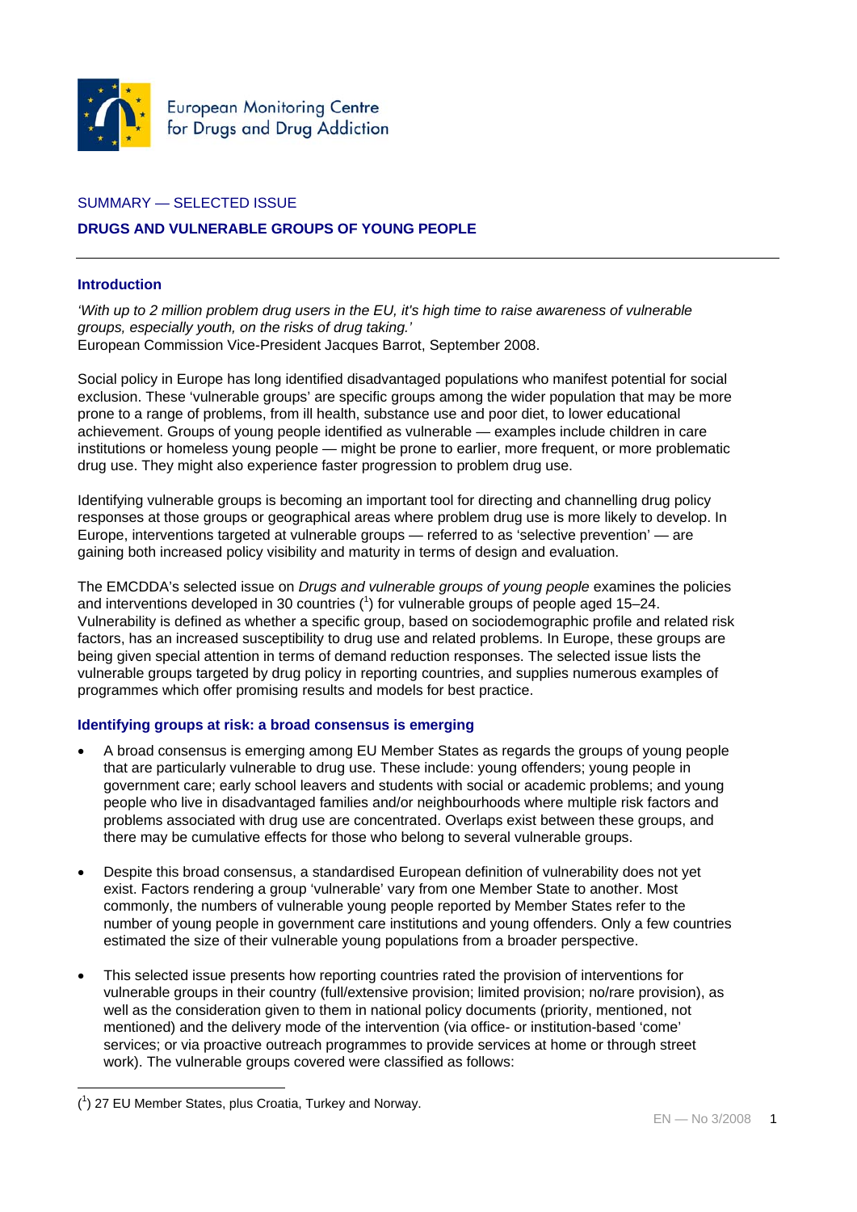European Monitoring Centre for Drugs and Drug Addiction

SUMMARY — SELECTED ISSUE

## DRUGS AND VULNERABLE GROUPS OF YOUNG PEOPLE

### Introduction

*'With up to 2 million problem drug users in the EU, it's high time to raise awareness of vulnerable groups, especially youth, on the risks of drug taking.'*
European Commission Vice-President Jacques Barrot, September 2008.

Social policy in Europe has long identified disadvantaged populations who manifest potential for social exclusion. These 'vulnerable groups' are specific groups among the wider population that may be more prone to a range of problems, from ill health, substance use and poor diet, to lower educational achievement. Groups of young people identified as vulnerable — examples include children in care institutions or homeless young people — might be prone to earlier, more frequent, or more problematic drug use. They might also experience faster progression to problem drug use.

Identifying vulnerable groups is becoming an important tool for directing and channelling drug policy responses at those groups or geographical areas where problem drug use is more likely to develop. In Europe, interventions targeted at vulnerable groups — referred to as 'selective prevention' — are gaining both increased policy visibility and maturity in terms of design and evaluation.

The EMCDDA's selected issue on *Drugs and vulnerable groups of young people* examines the policies and interventions developed in 30 countries ([1]) for vulnerable groups of people aged 15–24. Vulnerability is defined as whether a specific group, based on sociodemographic profile and related risk factors, has an increased susceptibility to drug use and related problems. In Europe, these groups are being given special attention in terms of demand reduction responses. The selected issue lists the vulnerable groups targeted by drug policy in reporting countries, and supplies numerous examples of programmes which offer promising results and models for best practice.

### Identifying groups at risk: a broad consensus is emerging

- A broad consensus is emerging among EU Member States as regards the groups of young people that are particularly vulnerable to drug use. These include: young offenders; young people in government care; early school leavers and students with social or academic problems; and young people who live in disadvantaged families and/or neighbourhoods where multiple risk factors and problems associated with drug use are concentrated. Overlaps exist between these groups, and there may be cumulative effects for those who belong to several vulnerable groups.

- Despite this broad consensus, a standardised European definition of vulnerability does not yet exist. Factors rendering a group 'vulnerable' vary from one Member State to another. Most commonly, the numbers of vulnerable young people reported by Member States refer to the number of young people in government care institutions and young offenders. Only a few countries estimated the size of their vulnerable young populations from a broader perspective.

- This selected issue presents how reporting countries rated the provision of interventions for vulnerable groups in their country (full/extensive provision; limited provision; no/rare provision), as well as the consideration given to them in national policy documents (priority, mentioned, not mentioned) and the delivery mode of the intervention (via office- or institution-based 'come' services; or via proactive outreach programmes to provide services at home or through street work). The vulnerable groups covered were classified as follows:

([1]) 27 EU Member States, plus Croatia, Turkey and Norway.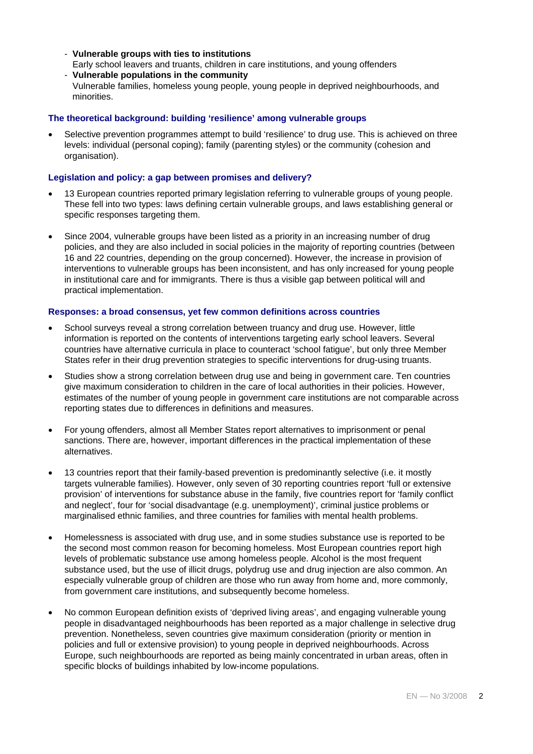- **Vulnerable groups with ties to institutions**
  Early school leavers and truants, children in care institutions, and young offenders
- **Vulnerable populations in the community**
  Vulnerable families, homeless young people, young people in deprived neighbourhoods, and minorities.

### The theoretical background: building 'resilience' among vulnerable groups

- Selective prevention programmes attempt to build 'resilience' to drug use. This is achieved on three levels: individual (personal coping); family (parenting styles) or the community (cohesion and organisation).

### Legislation and policy: a gap between promises and delivery?

- 13 European countries reported primary legislation referring to vulnerable groups of young people. These fell into two types: laws defining certain vulnerable groups, and laws establishing general or specific responses targeting them.

- Since 2004, vulnerable groups have been listed as a priority in an increasing number of drug policies, and they are also included in social policies in the majority of reporting countries (between 16 and 22 countries, depending on the group concerned). However, the increase in provision of interventions to vulnerable groups has been inconsistent, and has only increased for young people in institutional care and for immigrants. There is thus a visible gap between political will and practical implementation.

### Responses: a broad consensus, yet few common definitions across countries

- School surveys reveal a strong correlation between truancy and drug use. However, little information is reported on the contents of interventions targeting early school leavers. Several countries have alternative curricula in place to counteract 'school fatigue', but only three Member States refer in their drug prevention strategies to specific interventions for drug-using truants.

- Studies show a strong correlation between drug use and being in government care. Ten countries give maximum consideration to children in the care of local authorities in their policies. However, estimates of the number of young people in government care institutions are not comparable across reporting states due to differences in definitions and measures.

- For young offenders, almost all Member States report alternatives to imprisonment or penal sanctions. There are, however, important differences in the practical implementation of these alternatives.

- 13 countries report that their family-based prevention is predominantly selective (i.e. it mostly targets vulnerable families). However, only seven of 30 reporting countries report 'full or extensive provision' of interventions for substance abuse in the family, five countries report for 'family conflict and neglect', four for 'social disadvantage (e.g. unemployment)', criminal justice problems or marginalised ethnic families, and three countries for families with mental health problems.

- Homelessness is associated with drug use, and in some studies substance use is reported to be the second most common reason for becoming homeless. Most European countries report high levels of problematic substance use among homeless people. Alcohol is the most frequent substance used, but the use of illicit drugs, polydrug use and drug injection are also common. An especially vulnerable group of children are those who run away from home and, more commonly, from government care institutions, and subsequently become homeless.

- No common European definition exists of 'deprived living areas', and engaging vulnerable young people in disadvantaged neighbourhoods has been reported as a major challenge in selective drug prevention. Nonetheless, seven countries give maximum consideration (priority or mention in policies and full or extensive provision) to young people in deprived neighbourhoods. Across Europe, such neighbourhoods are reported as being mainly concentrated in urban areas, often in specific blocks of buildings inhabited by low-income populations.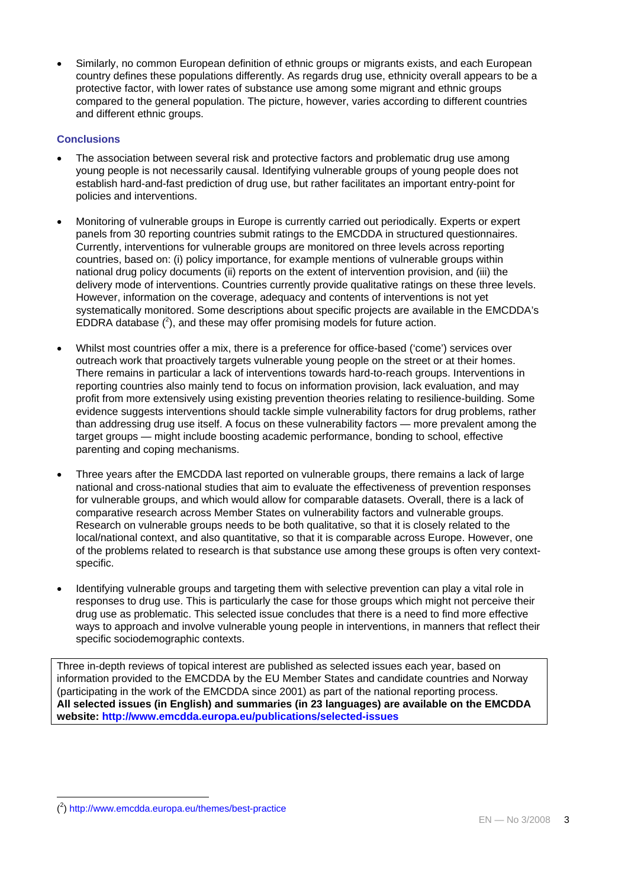- Similarly, no common European definition of ethnic groups or migrants exists, and each European country defines these populations differently. As regards drug use, ethnicity overall appears to be a protective factor, with lower rates of substance use among some migrant and ethnic groups compared to the general population. The picture, however, varies according to different countries and different ethnic groups.

### Conclusions

- The association between several risk and protective factors and problematic drug use among young people is not necessarily causal. Identifying vulnerable groups of young people does not establish hard-and-fast prediction of drug use, but rather facilitates an important entry-point for policies and interventions.

- Monitoring of vulnerable groups in Europe is currently carried out periodically. Experts or expert panels from 30 reporting countries submit ratings to the EMCDDA in structured questionnaires. Currently, interventions for vulnerable groups are monitored on three levels across reporting countries, based on: (i) policy importance, for example mentions of vulnerable groups within national drug policy documents (ii) reports on the extent of intervention provision, and (iii) the delivery mode of interventions. Countries currently provide qualitative ratings on these three levels. However, information on the coverage, adequacy and contents of interventions is not yet systematically monitored. Some descriptions about specific projects are available in the EMCDDA's EDDRA database ([2]), and these may offer promising models for future action.

- Whilst most countries offer a mix, there is a preference for office-based ('come') services over outreach work that proactively targets vulnerable young people on the street or at their homes. There remains in particular a lack of interventions towards hard-to-reach groups. Interventions in reporting countries also mainly tend to focus on information provision, lack evaluation, and may profit from more extensively using existing prevention theories relating to resilience-building. Some evidence suggests interventions should tackle simple vulnerability factors for drug problems, rather than addressing drug use itself. A focus on these vulnerability factors — more prevalent among the target groups — might include boosting academic performance, bonding to school, effective parenting and coping mechanisms.

- Three years after the EMCDDA last reported on vulnerable groups, there remains a lack of large national and cross-national studies that aim to evaluate the effectiveness of prevention responses for vulnerable groups, and which would allow for comparable datasets. Overall, there is a lack of comparative research across Member States on vulnerability factors and vulnerable groups. Research on vulnerable groups needs to be both qualitative, so that it is closely related to the local/national context, and also quantitative, so that it is comparable across Europe. However, one of the problems related to research is that substance use among these groups is often very context-specific.

- Identifying vulnerable groups and targeting them with selective prevention can play a vital role in responses to drug use. This is particularly the case for those groups which might not perceive their drug use as problematic. This selected issue concludes that there is a need to find more effective ways to approach and involve vulnerable young people in interventions, in manners that reflect their specific sociodemographic contexts.

Three in-depth reviews of topical interest are published as selected issues each year, based on information provided to the EMCDDA by the EU Member States and candidate countries and Norway (participating in the work of the EMCDDA since 2001) as part of the national reporting process.
**All selected issues (in English) and summaries (in 23 languages) are available on the EMCDDA website: http://www.emcdda.europa.eu/publications/selected-issues**

([2]) http://www.emcdda.europa.eu/themes/best-practice